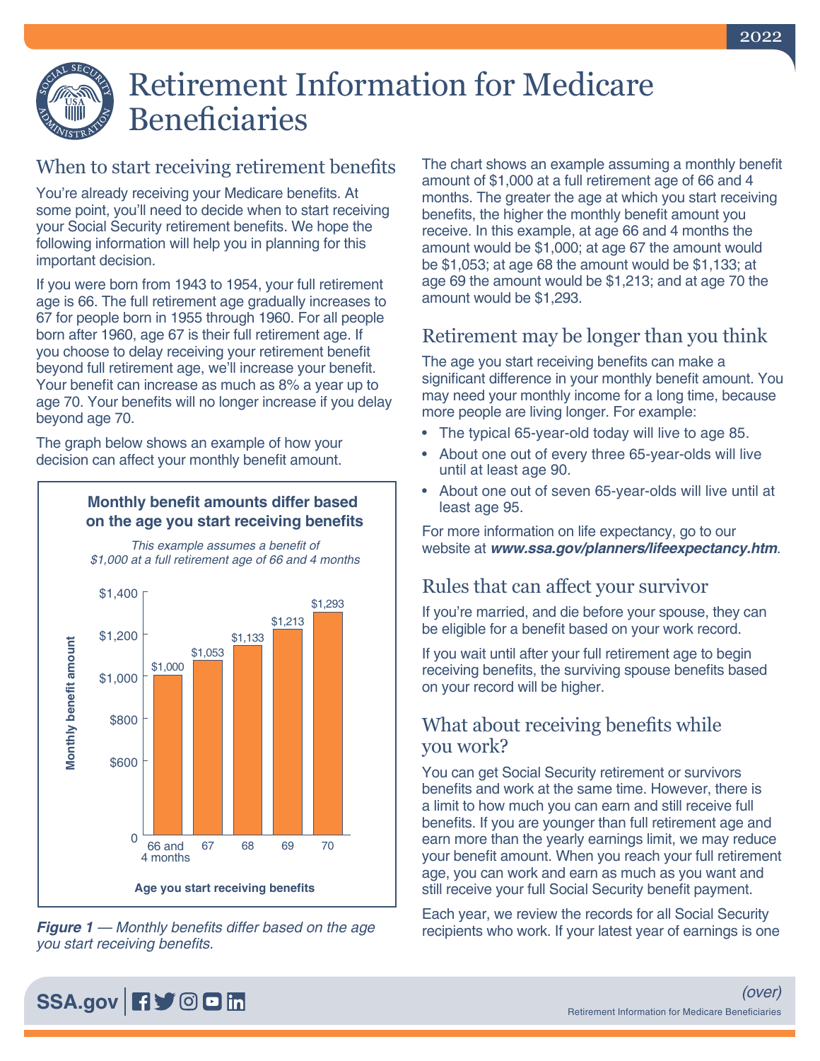# Retirement Information for Medicare Beneficiaries

## When to start receiving retirement benefits

You're already receiving your Medicare benefits. At some point, you'll need to decide when to start receiving your Social Security retirement benefits. We hope the following information will help you in planning for this important decision.

If you were born from 1943 to 1954, your full retirement age is 66. The full retirement age gradually increases to 67 for people born in 1955 through 1960. For all people born after 1960, age 67 is their full retirement age. If you choose to delay receiving your retirement benefit beyond full retirement age, we'll increase your benefit. Your benefit can increase as much as 8% a year up to age 70. Your benefits will no longer increase if you delay beyond age 70.

The graph below shows an example of how your decision can affect your monthly benefit amount.

**Monthly benefit amounts differ based on the age you start receiving benefits**

*This example assumes a benefit of $1,000 at a full retirement age of 66 and 4 months*

| Age you start receiving benefits | Monthly benefit amount |
|---|---|
| 66 and 4 months | $1,000 |
| 67 | $1,053 |
| 68 | $1,133 |
| 69 | $1,213 |
| 70 | $1,293 |

***Figure 1*** *— Monthly benefits differ based on the age you start receiving benefits.*

The chart shows an example assuming a monthly benefit amount of $1,000 at a full retirement age of 66 and 4 months. The greater the age at which you start receiving benefits, the higher the monthly benefit amount you receive. In this example, at age 66 and 4 months the amount would be $1,000; at age 67 the amount would be $1,053; at age 68 the amount would be $1,133; at age 69 the amount would be $1,213; and at age 70 the amount would be $1,293.

## Retirement may be longer than you think

The age you start receiving benefits can make a significant difference in your monthly benefit amount. You may need your monthly income for a long time, because more people are living longer. For example:

- The typical 65-year-old today will live to age 85.
- About one out of every three 65-year-olds will live until at least age 90.
- About one out of seven 65-year-olds will live until at least age 95.

For more information on life expectancy, go to our website at ***www.ssa.gov/planners/lifeexpectancy.htm***.

## Rules that can affect your survivor

If you're married, and die before your spouse, they can be eligible for a benefit based on your work record.

If you wait until after your full retirement age to begin receiving benefits, the surviving spouse benefits based on your record will be higher.

## What about receiving benefits while you work?

You can get Social Security retirement or survivors benefits and work at the same time. However, there is a limit to how much you can earn and still receive full benefits. If you are younger than full retirement age and earn more than the yearly earnings limit, we may reduce your benefit amount. When you reach your full retirement age, you can work and earn as much as you want and still receive your full Social Security benefit payment.

Each year, we review the records for all Social Security recipients who work. If your latest year of earnings is one

*(over)*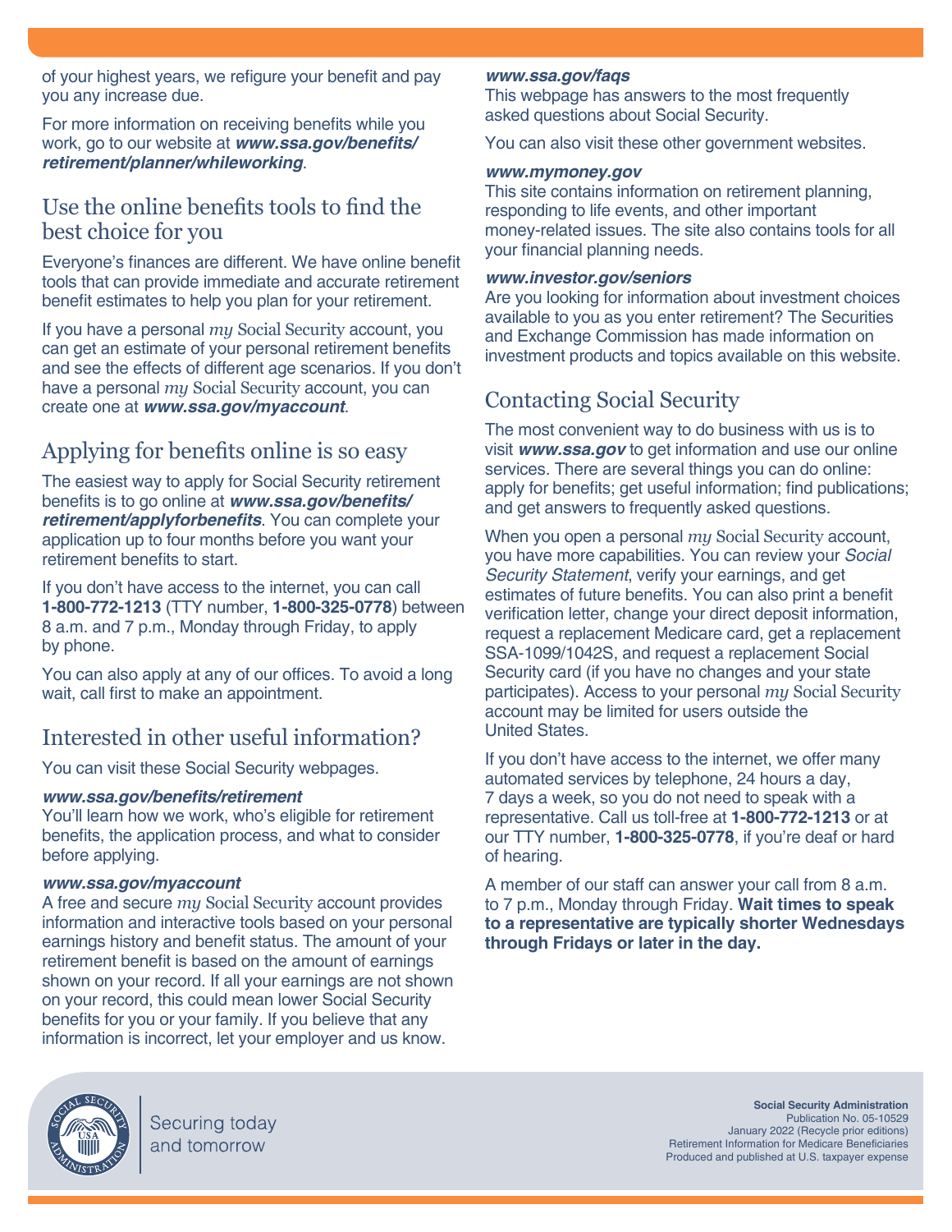of your highest years, we refigure your benefit and pay you any increase due.

For more information on receiving benefits while you work, go to our website at ***www.ssa.gov/benefits/retirement/planner/whileworking***.

## Use the online benefits tools to find the best choice for you

Everyone's finances are different. We have online benefit tools that can provide immediate and accurate retirement benefit estimates to help you plan for your retirement.

If you have a personal *my* Social Security account, you can get an estimate of your personal retirement benefits and see the effects of different age scenarios. If you don't have a personal *my* Social Security account, you can create one at ***www.ssa.gov/myaccount***.

## Applying for benefits online is so easy

The easiest way to apply for Social Security retirement benefits is to go online at ***www.ssa.gov/benefits/retirement/applyforbenefits***. You can complete your application up to four months before you want your retirement benefits to start.

If you don't have access to the internet, you can call **1-800-772-1213** (TTY number, **1-800-325-0778**) between 8 a.m. and 7 p.m., Monday through Friday, to apply by phone.

You can also apply at any of our offices. To avoid a long wait, call first to make an appointment.

## Interested in other useful information?

You can visit these Social Security webpages.

***www.ssa.gov/benefits/retirement***
You'll learn how we work, who's eligible for retirement benefits, the application process, and what to consider before applying.

***www.ssa.gov/myaccount***
A free and secure *my* Social Security account provides information and interactive tools based on your personal earnings history and benefit status. The amount of your retirement benefit is based on the amount of earnings shown on your record. If all your earnings are not shown on your record, this could mean lower Social Security benefits for you or your family. If you believe that any information is incorrect, let your employer and us know.

***www.ssa.gov/faqs***
This webpage has answers to the most frequently asked questions about Social Security.

You can also visit these other government websites.

***www.mymoney.gov***
This site contains information on retirement planning, responding to life events, and other important money-related issues. The site also contains tools for all your financial planning needs.

***www.investor.gov/seniors***
Are you looking for information about investment choices available to you as you enter retirement? The Securities and Exchange Commission has made information on investment products and topics available on this website.

## Contacting Social Security

The most convenient way to do business with us is to visit ***www.ssa.gov*** to get information and use our online services. There are several things you can do online: apply for benefits; get useful information; find publications; and get answers to frequently asked questions.

When you open a personal *my* Social Security account, you have more capabilities. You can review your *Social Security Statement*, verify your earnings, and get estimates of future benefits. You can also print a benefit verification letter, change your direct deposit information, request a replacement Medicare card, get a replacement SSA-1099/1042S, and request a replacement Social Security card (if you have no changes and your state participates). Access to your personal *my* Social Security account may be limited for users outside the United States.

If you don't have access to the internet, we offer many automated services by telephone, 24 hours a day, 7 days a week, so you do not need to speak with a representative. Call us toll-free at **1-800-772-1213** or at our TTY number, **1-800-325-0778**, if you're deaf or hard of hearing.

A member of our staff can answer your call from 8 a.m. to 7 p.m., Monday through Friday. **Wait times to speak to a representative are typically shorter Wednesdays through Fridays or later in the day.**

Securing today and tomorrow

**Social Security Administration**
Publication No. 05-10529
January 2022 (Recycle prior editions)
Retirement Information for Medicare Beneficiaries
Produced and published at U.S. taxpayer expense